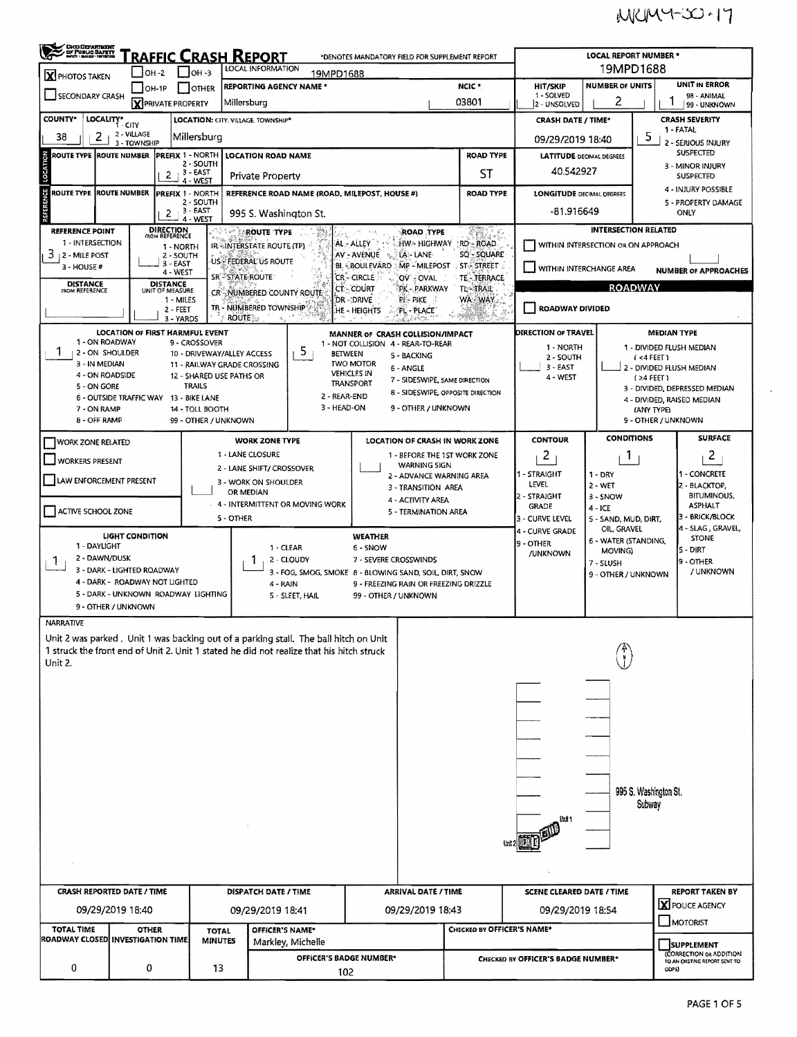MWMY-50-17

# TRAFFIC CRASH REPORT

*DENOTES MANDATORY FIELD FOR SUPPLEMENT REPORT

| | |
|---|---|
| LOCAL INFORMATION | 19MPD1688 |
| LOCAL REPORT NUMBER * | 19MPD1688 |
| PHOTOS TAKEN | X |
| PRIVATE PROPERTY | X |
| REPORTING AGENCY NAME * | Millersburg |
| NCIC * | 03801 |
| HIT/SKIP (1 - SOLVED, 2 - UNSOLVED) | |
| NUMBER OF UNITS | 2 |
| UNIT IN ERROR (98 - ANIMAL, 99 - UNKNOWN) | 1 |
| COUNTY* | 38 |
| LOCALITY* (1 - CITY, 2 - VILLAGE, 3 - TOWNSHIP) | 2 |
| LOCATION: CITY, VILLAGE, TOWNSHIP* | Millersburg |
| CRASH DATE / TIME* | 09/29/2019 18:40 |
| CRASH SEVERITY (1 - FATAL, 2 - SERIOUS INJURY SUSPECTED, 3 - MINOR INJURY SUSPECTED, 4 - INJURY POSSIBLE, 5 - PROPERTY DAMAGE ONLY) | 5 |

## LOCATION

| ROUTE TYPE | ROUTE NUMBER | PREFIX | LOCATION ROAD NAME | ROAD TYPE | LATITUDE DECIMAL DEGREES |
|---|---|---|---|---|---|
| | | 2 | Private Property | ST | 40.542927 |

## REFERENCE

| ROUTE TYPE | ROUTE NUMBER | PREFIX | REFERENCE ROAD NAME (ROAD, MILEPOST, HOUSE #) | ROAD TYPE | LONGITUDE DECIMAL DEGREES |
|---|---|---|---|---|---|
| | | 2 | 995 S. Washington St. | | -81.916649 |

PREFIX: 1 - NORTH, 2 - SOUTH, 3 - EAST, 4 - WEST

| REFERENCE POINT | DIRECTION FROM REFERENCE | DISTANCE FROM REFERENCE | DISTANCE UNIT OF MEASURE |
|---|---|---|---|
| 3 | | | |

REFERENCE POINT: 1 - INTERSECTION, 2 - MILE POST, 3 - HOUSE #
DIRECTION: 1 - NORTH, 2 - SOUTH, 3 - EAST, 4 - WEST
DISTANCE UNIT OF MEASURE: 1 - MILES, 2 - FEET, 3 - YARDS

ROUTE TYPE: IR - INTERSTATE ROUTE (TP), US - FEDERAL US ROUTE, SR - STATE ROUTE, CR - NUMBERED COUNTY ROUTE, TR - NUMBERED TOWNSHIP ROUTE

ROAD TYPE: AL - ALLEY, AV - AVENUE, BL - BOULEVARD, CR - CIRCLE, CT - COURT, DR - DRIVE, HE - HEIGHTS, HW - HIGHWAY, LA - LANE, MP - MILEPOST, OV - OVAL, PK - PARKWAY, PI - PIKE, PL - PLACE, RD - ROAD, SQ - SQUARE, ST - STREET, TE - TERRACE, TL - TRAIL, WA - WAY

## INTERSECTION RELATED

- [ ] WITHIN INTERSECTION OR ON APPROACH
- [ ] WITHIN INTERCHANGE AREA
- NUMBER OF APPROACHES:

## ROADWAY

- [ ] ROADWAY DIVIDED

| LOCATION OF FIRST HARMFUL EVENT | MANNER OF CRASH COLLISION/IMPACT | DIRECTION OF TRAVEL | MEDIAN TYPE |
|---|---|---|---|
| 1 | 5 | | |

LOCATION OF FIRST HARMFUL EVENT: 1 - ON ROADWAY, 2 - ON SHOULDER, 3 - IN MEDIAN, 4 - ON ROADSIDE, 5 - ON GORE, 6 - OUTSIDE TRAFFIC WAY, 7 - ON RAMP, 8 - OFF RAMP, 9 - CROSSOVER, 10 - DRIVEWAY/ALLEY ACCESS, 11 - RAILWAY GRADE CROSSING, 12 - SHARED USE PATHS OR TRAILS, 13 - BIKE LANE, 14 - TOLL BOOTH, 99 - OTHER / UNKNOWN

MANNER OF CRASH COLLISION/IMPACT: 1 - NOT COLLISION BETWEEN TWO MOTOR VEHICLES IN TRANSPORT, 2 - REAR-END, 3 - HEAD-ON, 4 - REAR-TO-REAR, 5 - BACKING, 6 - ANGLE, 7 - SIDESWIPE, SAME DIRECTION, 8 - SIDESWIPE, OPPOSITE DIRECTION, 9 - OTHER / UNKNOWN

DIRECTION OF TRAVEL: 1 - NORTH, 2 - SOUTH, 3 - EAST, 4 - WEST

MEDIAN TYPE: 1 - DIVIDED FLUSH MEDIAN (<4 FEET), 2 - DIVIDED FLUSH MEDIAN (≥4 FEET), 3 - DIVIDED, DEPRESSED MEDIAN, 4 - DIVIDED, RAISED MEDIAN (ANY TYPE), 9 - OTHER / UNKNOWN

## WORK ZONE

- [ ] WORK ZONE RELATED
- [ ] WORKERS PRESENT
- [ ] LAW ENFORCEMENT PRESENT
- [ ] ACTIVE SCHOOL ZONE

WORK ZONE TYPE: 1 - LANE CLOSURE, 2 - LANE SHIFT/ CROSSOVER, 3 - WORK ON SHOULDER OR MEDIAN, 4 - INTERMITTENT OR MOVING WORK, 5 - OTHER

LOCATION OF CRASH IN WORK ZONE: 1 - BEFORE THE 1ST WORK ZONE WARNING SIGN, 2 - ADVANCE WARNING AREA, 3 - TRANSITION AREA, 4 - ACTIVITY AREA, 5 - TERMINATION AREA

| CONTOUR | CONDITIONS | SURFACE |
|---|---|---|
| 2 | 1 | 2 |

CONTOUR: 1 - STRAIGHT LEVEL, 2 - STRAIGHT GRADE, 3 - CURVE LEVEL, 4 - CURVE GRADE, 9 - OTHER /UNKNOWN

CONDITIONS: 1 - DRY, 2 - WET, 3 - SNOW, 4 - ICE, 5 - SAND, MUD, DIRT, OIL, GRAVEL, 6 - WATER (STANDING, MOVING), 7 - SLUSH, 9 - OTHER / UNKNOWN

SURFACE: 1 - CONCRETE, 2 - BLACKTOP, BITUMINOUS, ASPHALT, 3 - BRICK/BLOCK, 4 - SLAG, GRAVEL, STONE, 5 - DIRT, 9 - OTHER / UNKNOWN

| LIGHT CONDITION | WEATHER |
|---|---|
| 1 | 1 |

LIGHT CONDITION: 1 - DAYLIGHT, 2 - DAWN/DUSK, 3 - DARK - LIGHTED ROADWAY, 4 - DARK - ROADWAY NOT LIGHTED, 5 - DARK - UNKNOWN ROADWAY LIGHTING, 9 - OTHER / UNKNOWN

WEATHER: 1 - CLEAR, 2 - CLOUDY, 3 - FOG, SMOG, SMOKE, 4 - RAIN, 5 - SLEET, HAIL, 6 - SNOW, 7 - SEVERE CROSSWINDS, 8 - BLOWING SAND, SOIL, DIRT, SNOW, 9 - FREEZING RAIN OR FREEZING DRIZZLE, 99 - OTHER / UNKNOWN

## NARRATIVE

Unit 2 was parked . Unit 1 was backing out of a parking stall. The ball hitch on Unit 1 struck the front end of Unit 2. Unit 1 stated he did not realize that his hitch struck Unit 2.

995 S. Washington St.
Subway
Unit 1
Unit 2

| CRASH REPORTED DATE / TIME | DISPATCH DATE / TIME | ARRIVAL DATE / TIME | SCENE CLEARED DATE / TIME | REPORT TAKEN BY |
|---|---|---|---|---|
| 09/29/2019 18:40 | 09/29/2019 18:41 | 09/29/2019 18:43 | 09/29/2019 18:54 | X POLICE AGENCY |

| TOTAL TIME ROADWAY CLOSED | OTHER INVESTIGATION TIME | TOTAL MINUTES | OFFICER'S NAME* | OFFICER'S BADGE NUMBER* | CHECKED BY OFFICER'S NAME* | CHECKED BY OFFICER'S BADGE NUMBER* |
|---|---|---|---|---|---|---|
| 0 | 0 | 13 | Markley, Michelle | 102 | | |

- [ ] MOTORIST
- [ ] SUPPLEMENT (CORRECTION OR ADDITION TO AN EXISTING REPORT SENT TO ODPS)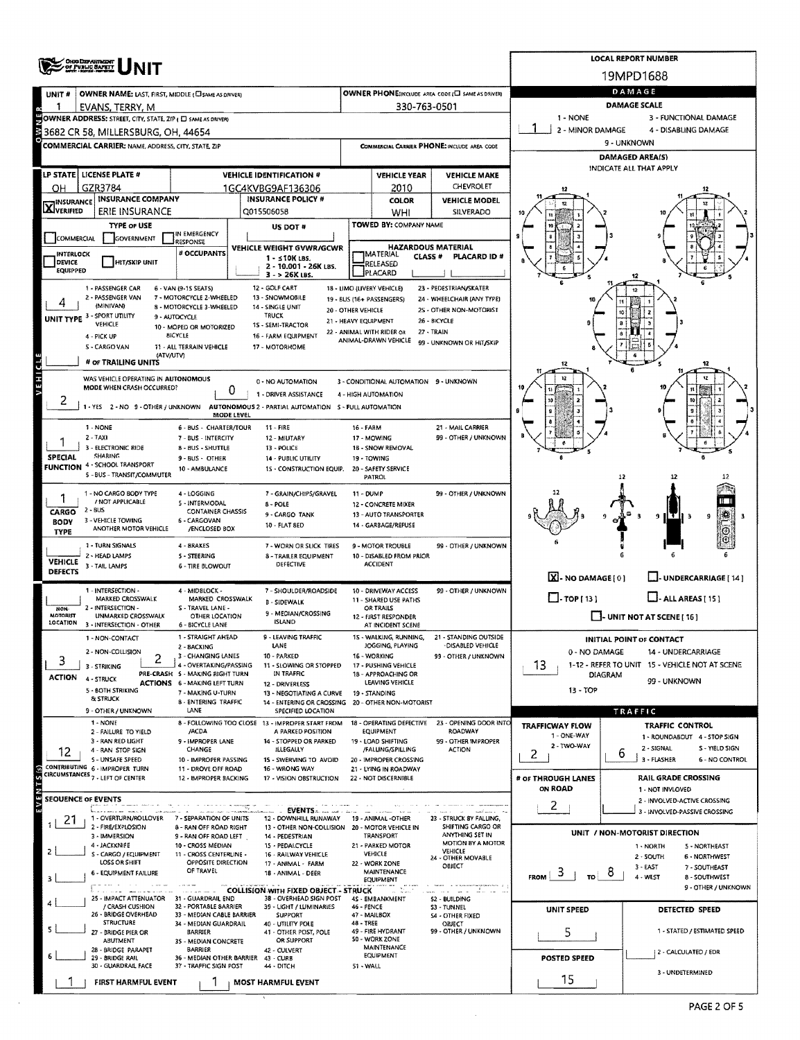# UNIT

**LOCAL REPORT NUMBER:** 19MPD1688

| | |
|---|---|
| UNIT # | 1 |
| OWNER NAME: LAST, FIRST, MIDDLE | EVANS, TERRY, M |
| OWNER PHONE | 330-763-0501 |
| OWNER ADDRESS: STREET, CITY, STATE, ZIP | 3682 CR 58, MILLERSBURG, OH, 44654 |
| COMMERCIAL CARRIER: NAME, ADDRESS, CITY, STATE, ZIP | |
| COMMERCIAL CARRIER PHONE | |

| LP STATE | LICENSE PLATE # | VEHICLE IDENTIFICATION # | VEHICLE YEAR | VEHICLE MAKE |
|---|---|---|---|---|
| OH | GZR3784 | 1GC4KVBG9AF136306 | 2010 | CHEVROLET |

| INSURANCE | INSURANCE COMPANY | INSURANCE POLICY # | COLOR | VEHICLE MODEL |
|---|---|---|---|---|
| X VERIFIED | ERIE INSURANCE | Q015506058 | WHI | SILVERADO |

TYPE OF USE: COMMERCIAL / GOVERNMENT / IN EMERGENCY RESPONSE

US DOT #:

TOWED BY: COMPANY NAME:

INTERLOCK DEVICE EQUIPPED / HIT/SKIP UNIT

# OCCUPANTS:

VEHICLE WEIGHT GVWR/GCWR: 1 - ≤10K LBS. 2 - 10.001 - 26K LBS. 3 - > 26K LBS.

HAZARDOUS MATERIAL: MATERIAL RELEASED / PLACARD; CLASS #; PLACARD ID #

**UNIT TYPE:** 4

1 - PASSENGER CAR, 2 - PASSENGER VAN (MINIVAN), 3 - SPORT UTILITY VEHICLE, 4 - PICK UP, 5 - CARGO VAN, 6 - VAN (9-15 SEATS), 7 - MOTORCYCLE 2-WHEELED, 8 - MOTORCYCLE 3-WHEELED, 9 - AUTOCYCLE, 10 - MOPED OR MOTORIZED BICYCLE, 11 - ALL TERRAIN VEHICLE (ATV/UTV), 12 - GOLF CART, 13 - SNOWMOBILE, 14 - SINGLE UNIT TRUCK, 15 - SEMI-TRACTOR, 16 - FARM EQUIPMENT, 17 - MOTORHOME, 18 - LIMO (LIVERY VEHICLE), 19 - BUS (16+ PASSENGERS), 20 - OTHER VEHICLE, 21 - HEAVY EQUIPMENT, 22 - ANIMAL WITH RIDER OR ANIMAL-DRAWN VEHICLE, 23 - PEDESTRIAN/SKATER, 24 - WHEELCHAIR (ANY TYPE), 25 - OTHER NON-MOTORIST, 26 - BICYCLE, 27 - TRAIN, 99 - UNKNOWN OR HIT/SKIP

# OF TRAILING UNITS:

**WAS VEHICLE OPERATING IN AUTONOMOUS MODE WHEN CRASH OCCURRED?** 2

1 - YES 2 - NO 9 - OTHER / UNKNOWN

**AUTONOMOUS MODE LEVEL:** 0

0 - NO AUTOMATION, 1 - DRIVER ASSISTANCE, 2 - PARTIAL AUTOMATION, 3 - CONDITIONAL AUTOMATION, 4 - HIGH AUTOMATION, 5 - FULL AUTOMATION, 9 - UNKNOWN

**SPECIAL FUNCTION:** 1

1 - NONE, 2 - TAXI, 3 - ELECTRONIC RIDE SHARING, 4 - SCHOOL TRANSPORT, 5 - BUS - TRANSIT/COMMUTER, 6 - BUS - CHARTER/TOUR, 7 - BUS - INTERCITY, 8 - BUS - SHUTTLE, 9 - BUS - OTHER, 10 - AMBULANCE, 11 - FIRE, 12 - MILITARY, 13 - POLICE, 14 - PUBLIC UTILITY, 15 - CONSTRUCTION EQUIP., 16 - FARM, 17 - MOWING, 18 - SNOW REMOVAL, 19 - TOWING, 20 - SAFETY SERVICE PATROL, 21 - MAIL CARRIER, 99 - OTHER / UNKNOWN

**CARGO BODY TYPE:** 1

1 - NO CARGO BODY TYPE / NOT APPLICABLE, 2 - BUS, 3 - VEHICLE TOWING ANOTHER MOTOR VEHICLE, 4 - LOGGING, 5 - INTERMODAL CONTAINER CHASSIS, 6 - CARGOVAN /ENCLOSED BOX, 7 - GRAIN/CHIPS/GRAVEL, 8 - POLE, 9 - CARGO TANK, 10 - FLAT BED, 11 - DUMP, 12 - CONCRETE MIXER, 13 - AUTO TRANSPORTER, 14 - GARBAGE/REFUSE, 99 - OTHER / UNKNOWN

**VEHICLE DEFECTS:**

1 - TURN SIGNALS, 2 - HEAD LAMPS, 3 - TAIL LAMPS, 4 - BRAKES, 5 - STEERING, 6 - TIRE BLOWOUT, 7 - WORN OR SLICK TIRES, 8 - TRAILER EQUIPMENT DEFECTIVE, 9 - MOTOR TROUBLE, 10 - DISABLED FROM PRIOR ACCIDENT, 99 - OTHER / UNKNOWN

**NON-MOTORIST LOCATION:**

1 - INTERSECTION - MARKED CROSSWALK, 2 - INTERSECTION - UNMARKED CROSSWALK, 3 - INTERSECTION - OTHER, 4 - MIDBLOCK - MARKED CROSSWALK, 5 - TRAVEL LANE - OTHER LOCATION, 6 - BICYCLE LANE, 7 - SHOULDER/ROADSIDE, 8 - SIDEWALK, 9 - MEDIAN/CROSSING ISLAND, 10 - DRIVEWAY ACCESS, 11 - SHARED USE PATHS OR TRAILS, 12 - FIRST RESPONDER AT INCIDENT SCENE, 99 - OTHER / UNKNOWN

**ACTION:** 3 **PRE-CRASH ACTIONS:** 2

1 - NON-CONTACT, 2 - NON-COLLISION, 3 - STRIKING, 4 - STRUCK, 5 - BOTH STRIKING & STRUCK, 9 - OTHER / UNKNOWN

1 - STRAIGHT AHEAD, 2 - BACKING, 3 - CHANGING LANES, 4 - OVERTAKING/PASSING, 5 - MAKING RIGHT TURN, 6 - MAKING LEFT TURN, 7 - MAKING U-TURN, 8 - ENTERING TRAFFIC LANE, 9 - LEAVING TRAFFIC LANE, 10 - PARKED, 11 - SLOWING OR STOPPED IN TRAFFIC, 12 - DRIVERLESS, 13 - NEGOTIATING A CURVE, 14 - ENTERING OR CROSSING SPECIFIED LOCATION, 15 - WALKING, RUNNING, JOGGING, PLAYING, 16 - WORKING, 17 - PUSHING VEHICLE, 18 - APPROACHING OR LEAVING VEHICLE, 19 - STANDING, 20 - OTHER NON-MOTORIST, 21 - STANDING OUTSIDE DISABLED VEHICLE, 99 - OTHER / UNKNOWN

**CONTRIBUTING CIRCUMSTANCES:** 12

1 - NONE, 2 - FAILURE TO YIELD, 3 - RAN RED LIGHT, 4 - RAN STOP SIGN, 5 - UNSAFE SPEED, 6 - IMPROPER TURN, 7 - LEFT OF CENTER, 8 - FOLLOWING TOO CLOSE /ACDA, 9 - IMPROPER LANE CHANGE, 10 - IMPROPER PASSING, 11 - DROVE OFF ROAD, 12 - IMPROPER BACKING, 13 - IMPROPER START FROM A PARKED POSITION, 14 - STOPPED OR PARKED ILLEGALLY, 15 - SWERVING TO AVOID, 16 - WRONG WAY, 17 - VISION OBSTRUCTION, 18 - OPERATING DEFECTIVE EQUIPMENT, 19 - LOAD SHIFTING /FALLING/SPILLING, 20 - IMPROPER CROSSING, 21 - LYING IN ROADWAY, 22 - NOT DISCERNIBLE, 23 - OPENING DOOR INTO ROADWAY, 99 - OTHER IMPROPER ACTION

**SEQUENCE OF EVENTS**

| | |
|---|---|
| 1 | 21 |
| 2 | |
| 3 | |
| 4 | |
| 5 | |
| 6 | |

EVENTS: 1 - OVERTURN/ROLLOVER, 2 - FIRE/EXPLOSION, 3 - IMMERSION, 4 - JACKKNIFE, 5 - CARGO / EQUIPMENT LOSS OR SHIFT, 6 - EQUIPMENT FAILURE, 7 - SEPARATION OF UNITS, 8 - RAN OFF ROAD RIGHT, 9 - RAN OFF ROAD LEFT, 10 - CROSS MEDIAN, 11 - CROSS CENTERLINE - OPPOSITE DIRECTION OF TRAVEL, 12 - DOWNHILL RUNAWAY, 13 - OTHER NON-COLLISION, 14 - PEDESTRIAN, 15 - PEDALCYCLE, 16 - RAILWAY VEHICLE, 17 - ANIMAL - FARM, 18 - ANIMAL - DEER, 19 - ANIMAL -OTHER, 20 - MOTOR VEHICLE IN TRANSPORT, 21 - PARKED MOTOR VEHICLE, 22 - WORK ZONE MAINTENANCE EQUIPMENT, 23 - STRUCK BY FALLING, SHIFTING CARGO OR ANYTHING SET IN MOTION BY A MOTOR VEHICLE, 24 - OTHER MOVABLE OBJECT

COLLISION WITH FIXED OBJECT - STRUCK: 25 - IMPACT ATTENUATOR / CRASH CUSHION, 26 - BRIDGE OVERHEAD STRUCTURE, 27 - BRIDGE PIER OR ABUTMENT, 28 - BRIDGE PARAPET, 29 - BRIDGE RAIL, 30 - GUARDRAIL FACE, 31 - GUARDRAIL END, 32 - PORTABLE BARRIER, 33 - MEDIAN CABLE BARRIER, 34 - MEDIAN GUARDRAIL BARRIER, 35 - MEDIAN CONCRETE BARRIER, 36 - MEDIAN OTHER BARRIER, 37 - TRAFFIC SIGN POST, 38 - OVERHEAD SIGN POST, 39 - LIGHT / LUMINARIES SUPPORT, 40 - UTILITY POLE, 41 - OTHER POST, POLE OR SUPPORT, 42 - CULVERT, 43 - CURB, 44 - DITCH, 45 - EMBANKMENT, 46 - FENCE, 47 - MAILBOX, 48 - TREE, 49 - FIRE HYDRANT, 50 - WORK ZONE MAINTENANCE EQUIPMENT, 51 - WALL, 52 - BUILDING, 53 - TUNNEL, 54 - OTHER FIXED OBJECT, 99 - OTHER / UNKNOWN

**FIRST HARMFUL EVENT:** 1 **MOST HARMFUL EVENT:** 1

## DAMAGE

**DAMAGE SCALE:** 1

1 - NONE, 2 - MINOR DAMAGE, 3 - FUNCTIONAL DAMAGE, 4 - DISABLING DAMAGE, 9 - UNKNOWN

**DAMAGED AREA(S)** — INDICATE ALL THAT APPLY

[X] - NO DAMAGE [0]; [ ] - UNDERCARRIAGE [14]; [ ] - TOP [13]; [ ] - ALL AREAS [15]; [ ] - UNIT NOT AT SCENE [16]

**INITIAL POINT OF CONTACT:** 13

0 - NO DAMAGE, 1-12 - REFER TO UNIT DIAGRAM, 13 - TOP, 14 - UNDERCARRIAGE, 15 - VEHICLE NOT AT SCENE, 99 - UNKNOWN

## TRAFFIC

**TRAFFICWAY FLOW:** 2 (1 - ONE-WAY, 2 - TWO-WAY)

**TRAFFIC CONTROL:** 6

1 - ROUNDABOUT, 2 - SIGNAL, 3 - FLASHER, 4 - STOP SIGN, 5 - YIELD SIGN, 6 - NO CONTROL

**# OF THROUGH LANES ON ROAD:** 2

**RAIL GRADE CROSSING:** 1 - NOT INVLOVED, 2 - INVOLVED-ACTIVE CROSSING, 3 - INVOLVED-PASSIVE CROSSING

**UNIT / NON-MOTORIST DIRECTION:** FROM 3 TO 8

1 - NORTH, 2 - SOUTH, 3 - EAST, 4 - WEST, 5 - NORTHEAST, 6 - NORTHWEST, 7 - SOUTHEAST, 8 - SOUTHWEST, 9 - OTHER / UNKNOWN

**UNIT SPEED:** 5

**POSTED SPEED:** 15

**DETECTED SPEED:** 1 - STATED / ESTIMATED SPEED, 2 - CALCULATED / EDR, 3 - UNDETERMINED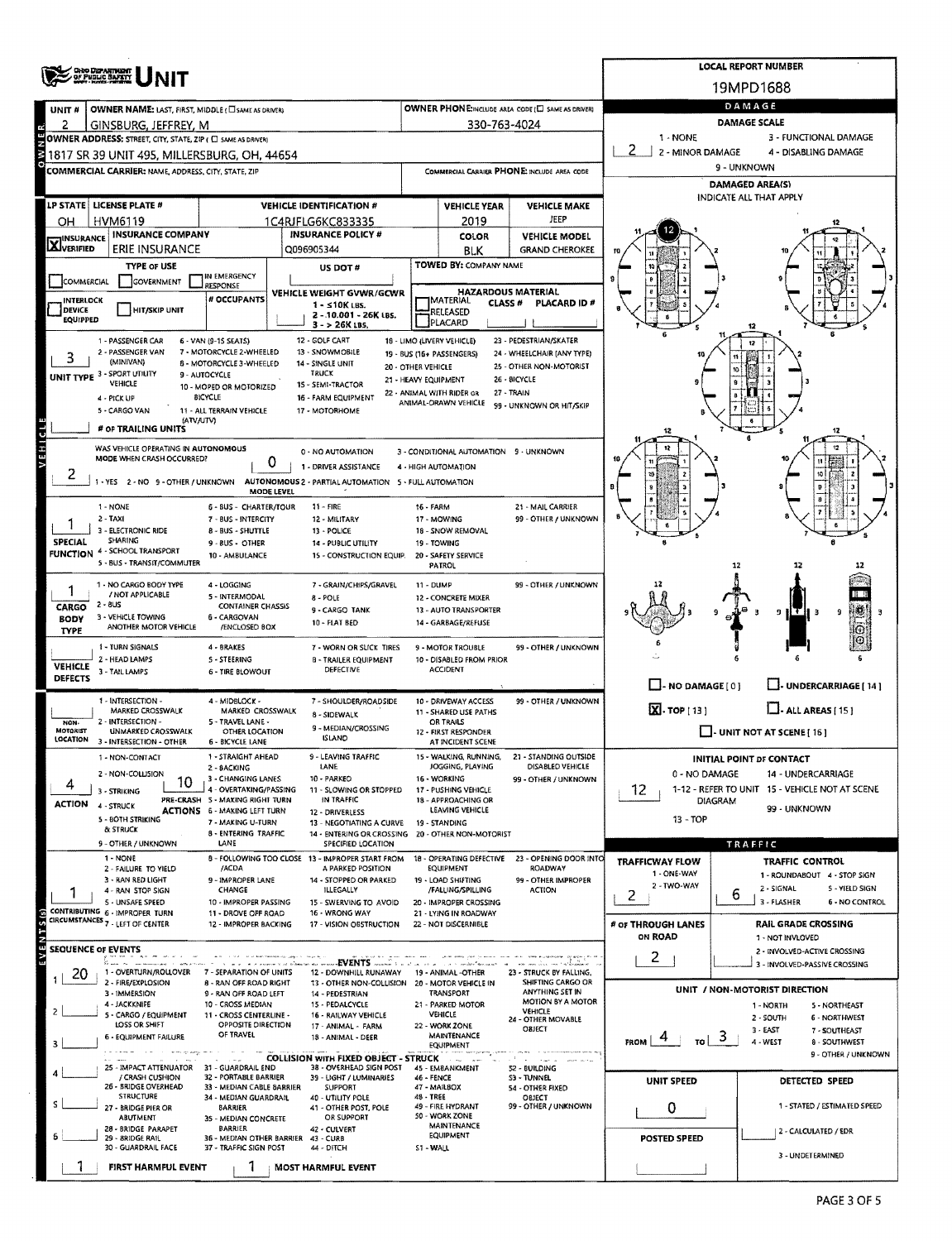# OHIO DEPARTMENT OF PUBLIC SAFETY UNIT

**LOCAL REPORT NUMBER:** 19MPD1688

## OWNER

| UNIT # | OWNER NAME: LAST, FIRST, MIDDLE (☐ SAME AS DRIVER) | OWNER PHONE: INCLUDE AREA CODE (☐ SAME AS DRIVER) |
|---|---|---|
| 2 | GINSBURG, JEFFREY, M | 330-763-4024 |

**OWNER ADDRESS:** STREET, CITY, STATE, ZIP (☐ SAME AS DRIVER)
1817 SR 39 UNIT 495, MILLERSBURG, OH, 44654

**COMMERCIAL CARRIER:** NAME, ADDRESS, CITY, STATE, ZIP — **COMMERCIAL CARRIER PHONE:** INCLUDE AREA CODE

## VEHICLE

| LP STATE | LICENSE PLATE # | VEHICLE IDENTIFICATION # | VEHICLE YEAR | VEHICLE MAKE |
|---|---|---|---|---|
| OH | HVM6119 | 1C4RJFLG6KC833335 | 2019 | JEEP |

| INSURANCE VERIFIED | INSURANCE COMPANY | INSURANCE POLICY # | COLOR | VEHICLE MODEL |
|---|---|---|---|---|
| X | ERIE INSURANCE | Q096905344 | BLK | GRAND CHEROKEE |

**TYPE OF USE:** ☐ COMMERCIAL ☐ GOVERNMENT ☐ IN EMERGENCY RESPONSE
**US DOT #**
**TOWED BY:** COMPANY NAME
☐ INTERLOCK DEVICE EQUIPPED ☐ HIT/SKIP UNIT
**# OCCUPANTS**
**VEHICLE WEIGHT GVWR/GCWR:** 1 - ≤10K LBS. 2 - 10.001 - 26K LBS. 3 - > 26K LBS.
**HAZARDOUS MATERIAL:** ☐ MATERIAL CLASS # RELEASED ☐ PLACARD — PLACARD ID #

**UNIT TYPE:** 3
1 - PASSENGER CAR, 2 - PASSENGER VAN (MINIVAN), 3 - SPORT UTILITY VEHICLE, 4 - PICK UP, 5 - CARGO VAN, 6 - VAN (9-15 SEATS), 7 - MOTORCYCLE 2-WHEELED, 8 - MOTORCYCLE 3-WHEELED, 9 - AUTOCYCLE, 10 - MOPED OR MOTORIZED BICYCLE, 11 - ALL TERRAIN VEHICLE (ATV/UTV), 12 - GOLF CART, 13 - SNOWMOBILE, 14 - SINGLE UNIT TRUCK, 15 - SEMI-TRACTOR, 16 - FARM EQUIPMENT, 17 - MOTORHOME, 18 - LIMO (LIVERY VEHICLE), 19 - BUS (16+ PASSENGERS), 20 - OTHER VEHICLE, 21 - HEAVY EQUIPMENT, 22 - ANIMAL WITH RIDER OR ANIMAL-DRAWN VEHICLE, 23 - PEDESTRIAN/SKATER, 24 - WHEELCHAIR (ANY TYPE), 25 - OTHER NON-MOTORIST, 26 - BICYCLE, 27 - TRAIN, 99 - UNKNOWN OR HIT/SKIP

**# OF TRAILING UNITS**

**WAS VEHICLE OPERATING IN AUTONOMOUS MODE WHEN CRASH OCCURRED?** 2
1 - YES 2 - NO 9 - OTHER / UNKNOWN

**AUTONOMOUS MODE LEVEL:** 0
0 - NO AUTOMATION, 1 - DRIVER ASSISTANCE, 2 - PARTIAL AUTOMATION, 3 - CONDITIONAL AUTOMATION, 4 - HIGH AUTOMATION, 5 - FULL AUTOMATION, 9 - UNKNOWN

**SPECIAL FUNCTION:** 1
1 - NONE, 2 - TAXI, 3 - ELECTRONIC RIDE SHARING, 4 - SCHOOL TRANSPORT, 5 - BUS - TRANSIT/COMMUTER, 6 - BUS - CHARTER/TOUR, 7 - BUS - INTERCITY, 8 - BUS - SHUTTLE, 9 - BUS - OTHER, 10 - AMBULANCE, 11 - FIRE, 12 - MILITARY, 13 - POLICE, 14 - PUBLIC UTILITY, 15 - CONSTRUCTION EQUIP., 16 - FARM, 17 - MOWING, 18 - SNOW REMOVAL, 19 - TOWING, 20 - SAFETY SERVICE PATROL, 21 - MAIL CARRIER, 99 - OTHER / UNKNOWN

**CARGO BODY TYPE:** 1
1 - NO CARGO BODY TYPE / NOT APPLICABLE, 2 - BUS, 3 - VEHICLE TOWING ANOTHER MOTOR VEHICLE, 4 - LOGGING, 5 - INTERMODAL CONTAINER CHASSIS, 6 - CARGOVAN /ENCLOSED BOX, 7 - GRAIN/CHIPS/GRAVEL, 8 - POLE, 9 - CARGO TANK, 10 - FLAT BED, 11 - DUMP, 12 - CONCRETE MIXER, 13 - AUTO TRANSPORTER, 14 - GARBAGE/REFUSE, 99 - OTHER / UNKNOWN

**VEHICLE DEFECTS:**
1 - TURN SIGNALS, 2 - HEAD LAMPS, 3 - TAIL LAMPS, 4 - BRAKES, 5 - STEERING, 6 - TIRE BLOWOUT, 7 - WORN OR SLICK TIRES, 8 - TRAILER EQUIPMENT DEFECTIVE, 9 - MOTOR TROUBLE, 10 - DISABLED FROM PRIOR ACCIDENT, 99 - OTHER / UNKNOWN

**NON-MOTORIST LOCATION:**
1 - INTERSECTION - MARKED CROSSWALK, 2 - INTERSECTION - UNMARKED CROSSWALK, 3 - INTERSECTION - OTHER, 4 - MIDBLOCK - MARKED CROSSWALK, 5 - TRAVEL LANE - OTHER LOCATION, 6 - BICYCLE LANE, 7 - SHOULDER/ROADSIDE, 8 - SIDEWALK, 9 - MEDIAN/CROSSING ISLAND, 10 - DRIVEWAY ACCESS, 11 - SHARED USE PATHS OR TRAILS, 12 - FIRST RESPONDER AT INCIDENT SCENE, 99 - OTHER / UNKNOWN

**ACTION:** 4 — **PRE-CRASH ACTIONS:** 10
1 - NON-CONTACT, 2 - NON-COLLISION, 3 - STRIKING, 4 - STRUCK, 5 - BOTH STRIKING & STRUCK, 9 - OTHER / UNKNOWN
1 - STRAIGHT AHEAD, 2 - BACKING, 3 - CHANGING LANES, 4 - OVERTAKING/PASSING, 5 - MAKING RIGHT TURN, 6 - MAKING LEFT TURN, 7 - MAKING U-TURN, 8 - ENTERING TRAFFIC LANE, 9 - LEAVING TRAFFIC LANE, 10 - PARKED, 11 - SLOWING OR STOPPED IN TRAFFIC, 12 - DRIVERLESS, 13 - NEGOTIATING A CURVE, 14 - ENTERING OR CROSSING SPECIFIED LOCATION, 15 - WALKING, RUNNING, JOGGING, PLAYING, 16 - WORKING, 17 - PUSHING VEHICLE, 18 - APPROACHING OR LEAVING VEHICLE, 19 - STANDING, 20 - OTHER NON-MOTORIST, 21 - STANDING OUTSIDE DISABLED VEHICLE, 99 - OTHER / UNKNOWN

**CONTRIBUTING CIRCUMSTANCES:** 1
1 - NONE, 2 - FAILURE TO YIELD, 3 - RAN RED LIGHT, 4 - RAN STOP SIGN, 5 - UNSAFE SPEED, 6 - IMPROPER TURN, 7 - LEFT OF CENTER, 8 - FOLLOWING TOO CLOSE /ACDA, 9 - IMPROPER LANE CHANGE, 10 - IMPROPER PASSING, 11 - DROVE OFF ROAD, 12 - IMPROPER BACKING, 13 - IMPROPER START FROM A PARKED POSITION, 14 - STOPPED OR PARKED ILLEGALLY, 15 - SWERVING TO AVOID, 16 - WRONG WAY, 17 - VISION OBSTRUCTION, 18 - OPERATING DEFECTIVE EQUIPMENT, 19 - LOAD SHIFTING /FALLING/SPILLING, 20 - IMPROPER CROSSING, 21 - LYING IN ROADWAY, 22 - NOT DISCERNIBLE, 23 - OPENING DOOR INTO ROADWAY, 99 - OTHER IMPROPER ACTION

## SEQUENCE OF EVENTS

| # | Event |
|---|---|
| 1 | 20 |
| 2 | |
| 3 | |
| 4 | |
| 5 | |
| 6 | |

**EVENTS:** 1 - OVERTURN/ROLLOVER, 2 - FIRE/EXPLOSION, 3 - IMMERSION, 4 - JACKKNIFE, 5 - CARGO / EQUIPMENT LOSS OR SHIFT, 6 - EQUIPMENT FAILURE, 7 - SEPARATION OF UNITS, 8 - RAN OFF ROAD RIGHT, 9 - RAN OFF ROAD LEFT, 10 - CROSS MEDIAN, 11 - CROSS CENTERLINE - OPPOSITE DIRECTION OF TRAVEL, 12 - DOWNHILL RUNAWAY, 13 - OTHER NON-COLLISION, 14 - PEDESTRIAN, 15 - PEDALCYCLE, 16 - RAILWAY VEHICLE, 17 - ANIMAL - FARM, 18 - ANIMAL - DEER, 19 - ANIMAL -OTHER, 20 - MOTOR VEHICLE IN TRANSPORT, 21 - PARKED MOTOR VEHICLE, 22 - WORK ZONE MAINTENANCE EQUIPMENT, 23 - STRUCK BY FALLING, SHIFTING CARGO OR ANYTHING SET IN MOTION BY A MOTOR VEHICLE, 24 - OTHER MOVABLE OBJECT

**COLLISION WITH FIXED OBJECT - STRUCK:** 25 - IMPACT ATTENUATOR / CRASH CUSHION, 26 - BRIDGE OVERHEAD STRUCTURE, 27 - BRIDGE PIER OR ABUTMENT, 28 - BRIDGE PARAPET, 29 - BRIDGE RAIL, 30 - GUARDRAIL FACE, 31 - GUARDRAIL END, 32 - PORTABLE BARRIER, 33 - MEDIAN CABLE BARRIER, 34 - MEDIAN GUARDRAIL BARRIER, 35 - MEDIAN CONCRETE BARRIER, 36 - MEDIAN OTHER BARRIER, 37 - TRAFFIC SIGN POST, 38 - OVERHEAD SIGN POST, 39 - LIGHT / LUMINARIES SUPPORT, 40 - UTILITY POLE, 41 - OTHER POST, POLE OR SUPPORT, 42 - CULVERT, 43 - CURB, 44 - DITCH, 45 - EMBANKMENT, 46 - FENCE, 47 - MAILBOX, 48 - TREE, 49 - FIRE HYDRANT, 50 - WORK ZONE MAINTENANCE EQUIPMENT, 51 - WALL, 52 - BUILDING, 53 - TUNNEL, 54 - OTHER FIXED OBJECT, 99 - OTHER / UNKNOWN

**FIRST HARMFUL EVENT:** 1 — **MOST HARMFUL EVENT:** 1

## DAMAGE

**DAMAGE SCALE:** 2
1 - NONE, 2 - MINOR DAMAGE, 3 - FUNCTIONAL DAMAGE, 4 - DISABLING DAMAGE, 9 - UNKNOWN

**DAMAGED AREA(S)** — INDICATE ALL THAT APPLY: 12

☐ - NO DAMAGE [0] ☐ - UNDERCARRIAGE [14]
☒ - TOP [13] ☐ - ALL AREAS [15]
☐ - UNIT NOT AT SCENE [16]

**INITIAL POINT OF CONTACT:** 12
0 - NO DAMAGE, 1-12 - REFER TO UNIT DIAGRAM, 13 - TOP, 14 - UNDERCARRIAGE, 15 - VEHICLE NOT AT SCENE, 99 - UNKNOWN

## TRAFFIC

**TRAFFICWAY FLOW:** 2
1 - ONE-WAY, 2 - TWO-WAY

**TRAFFIC CONTROL:** 6
1 - ROUNDABOUT, 2 - SIGNAL, 3 - FLASHER, 4 - STOP SIGN, 5 - YIELD SIGN, 6 - NO CONTROL

**# OF THROUGH LANES ON ROAD:** 2

**RAIL GRADE CROSSING:**
1 - NOT INVLOVED, 2 - INVOLVED-ACTIVE CROSSING, 3 - INVOLVED-PASSIVE CROSSING

**UNIT / NON-MOTORIST DIRECTION:** FROM 4 TO 3
1 - NORTH, 2 - SOUTH, 3 - EAST, 4 - WEST, 5 - NORTHEAST, 6 - NORTHWEST, 7 - SOUTHEAST, 8 - SOUTHWEST, 9 - OTHER / UNKNOWN

**UNIT SPEED:** 0
**POSTED SPEED:**

**DETECTED SPEED:**
1 - STATED / ESTIMATED SPEED, 2 - CALCULATED / EDR, 3 - UNDETERMINED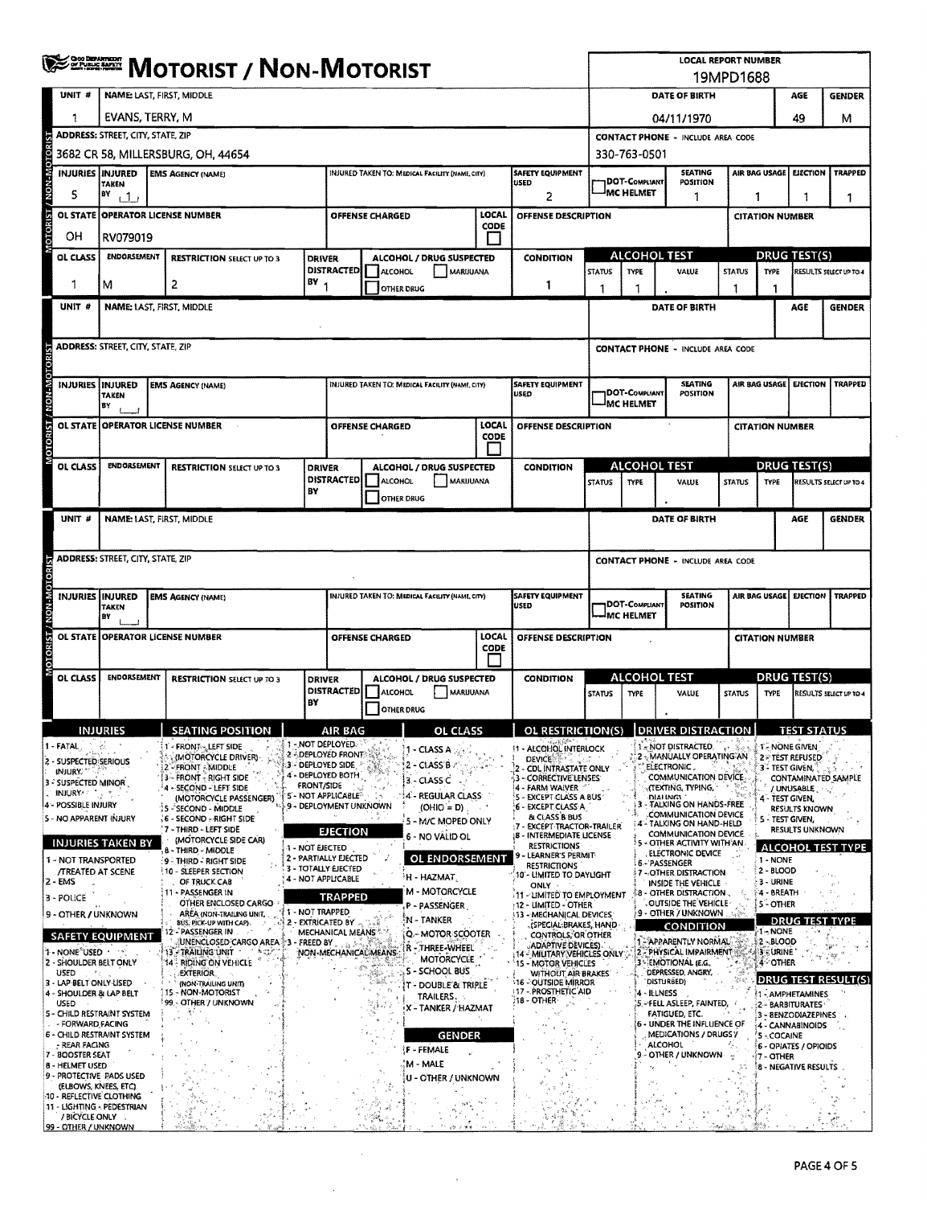# MOTORIST / NON-MOTORIST

LOCAL REPORT NUMBER: 19MPD1688

## Unit 1

| UNIT # | NAME: LAST, FIRST, MIDDLE | DATE OF BIRTH | AGE | GENDER |
|---|---|---|---|---|
| 1 | EVANS, TERRY, M | 04/11/1970 | 49 | M |

| ADDRESS: STREET, CITY, STATE, ZIP | CONTACT PHONE - INCLUDE AREA CODE |
|---|---|
| 3682 CR 58, MILLERSBURG, OH, 44654 | 330-763-0501 |

| INJURIES | INJURED TAKEN BY | EMS AGENCY (NAME) | INJURED TAKEN TO: MEDICAL FACILITY (NAME, CITY) | SAFETY EQUIPMENT USED | DOT-COMPLIANT MC HELMET | SEATING POSITION | AIR BAG USAGE | EJECTION | TRAPPED |
|---|---|---|---|---|---|---|---|---|---|
| 5 | 1 | | | 2 | | 1 | 1 | 1 | 1 |

| OL STATE | OPERATOR LICENSE NUMBER | OFFENSE CHARGED | LOCAL CODE | OFFENSE DESCRIPTION | CITATION NUMBER |
|---|---|---|---|---|---|
| OH | RV079019 | | | | |

| OL CLASS | ENDORSEMENT | RESTRICTION SELECT UP TO 3 | DRIVER DISTRACTED BY | ALCOHOL / DRUG SUSPECTED | CONDITION | ALCOHOL TEST STATUS | ALCOHOL TEST TYPE | ALCOHOL TEST VALUE | DRUG TEST STATUS | DRUG TEST TYPE | DRUG TEST RESULTS SELECT UP TO 4 |
|---|---|---|---|---|---|---|---|---|---|---|---|
| 1 | M | 2 | 1 | | 1 | 1 | 1 | . | 1 | 1 | |

## Unit (blank)

| UNIT # | NAME: LAST, FIRST, MIDDLE | DATE OF BIRTH | AGE | GENDER |
|---|---|---|---|---|
| | | | | |

ADDRESS: STREET, CITY, STATE, ZIP — CONTACT PHONE - INCLUDE AREA CODE

INJURIES | INJURED TAKEN BY | EMS AGENCY (NAME) | INJURED TAKEN TO: MEDICAL FACILITY (NAME, CITY) | SAFETY EQUIPMENT USED | DOT-COMPLIANT MC HELMET | SEATING POSITION | AIR BAG USAGE | EJECTION | TRAPPED

OL STATE | OPERATOR LICENSE NUMBER | OFFENSE CHARGED | LOCAL CODE | OFFENSE DESCRIPTION | CITATION NUMBER

OL CLASS | ENDORSEMENT | RESTRICTION SELECT UP TO 3 | DRIVER DISTRACTED BY | ALCOHOL / DRUG SUSPECTED (ALCOHOL, MARIJUANA, OTHER DRUG) | CONDITION | ALCOHOL TEST (STATUS, TYPE, VALUE) | DRUG TEST(S) (STATUS, TYPE, RESULTS SELECT UP TO 4)

## Unit (blank)

| UNIT # | NAME: LAST, FIRST, MIDDLE | DATE OF BIRTH | AGE | GENDER |
|---|---|---|---|---|
| | | | | |

ADDRESS: STREET, CITY, STATE, ZIP — CONTACT PHONE - INCLUDE AREA CODE

INJURIES | INJURED TAKEN BY | EMS AGENCY (NAME) | INJURED TAKEN TO: MEDICAL FACILITY (NAME, CITY) | SAFETY EQUIPMENT USED | DOT-COMPLIANT MC HELMET | SEATING POSITION | AIR BAG USAGE | EJECTION | TRAPPED

OL STATE | OPERATOR LICENSE NUMBER | OFFENSE CHARGED | LOCAL CODE | OFFENSE DESCRIPTION | CITATION NUMBER

OL CLASS | ENDORSEMENT | RESTRICTION SELECT UP TO 3 | DRIVER DISTRACTED BY | ALCOHOL / DRUG SUSPECTED (ALCOHOL, MARIJUANA, OTHER DRUG) | CONDITION | ALCOHOL TEST (STATUS, TYPE, VALUE) | DRUG TEST(S) (STATUS, TYPE, RESULTS SELECT UP TO 4)

## Codes

**INJURIES**
1 - FATAL
2 - SUSPECTED SERIOUS INJURY
3 - SUSPECTED MINOR INJURY
4 - POSSIBLE INJURY
5 - NO APPARENT INJURY

**INJURIES TAKEN BY**
1 - NOT TRANSPORTED /TREATED AT SCENE
2 - EMS
3 - POLICE
9 - OTHER / UNKNOWN

**SAFETY EQUIPMENT**
1 - NONE USED
2 - SHOULDER BELT ONLY USED
3 - LAP BELT ONLY USED
4 - SHOULDER & LAP BELT USED
5 - CHILD RESTRAINT SYSTEM - FORWARD FACING
6 - CHILD RESTRAINT SYSTEM - REAR FACING
7 - BOOSTER SEAT
8 - HELMET USED
9 - PROTECTIVE PADS USED (ELBOWS, KNEES, ETC)
10 - REFLECTIVE CLOTHING
11 - LIGHTING - PEDESTRIAN / BICYCLE ONLY
99 - OTHER / UNKNOWN

**SEATING POSITION**
1 - FRONT - LEFT SIDE (MOTORCYCLE DRIVER)
2 - FRONT - MIDDLE
3 - FRONT - RIGHT SIDE
4 - SECOND - LEFT SIDE (MOTORCYCLE PASSENGER)
5 - SECOND - MIDDLE
6 - SECOND - RIGHT SIDE
7 - THIRD - LEFT SIDE (MOTORCYCLE SIDE CAR)
8 - THIRD - MIDDLE
9 - THIRD - RIGHT SIDE
10 - SLEEPER SECTION OF TRUCK CAB
11 - PASSENGER IN OTHER ENCLOSED CARGO AREA (NON-TRAILING UNIT, BUS, PICK-UP WITH CAP)
12 - PASSENGER IN UNENCLOSED CARGO AREA
13 - TRAILING UNIT
14 - RIDING ON VEHICLE EXTERIOR (NON-TRAILING UNIT)
15 - NON-MOTORIST
99 - OTHER / UNKNOWN

**AIR BAG**
1 - NOT DEPLOYED
2 - DEPLOYED FRONT
3 - DEPLOYED SIDE
4 - DEPLOYED BOTH FRONT/SIDE
5 - NOT APPLICABLE
9 - DEPLOYMENT UNKNOWN

**EJECTION**
1 - NOT EJECTED
2 - PARTIALLY EJECTED
3 - TOTALLY EJECTED
4 - NOT APPLICABLE

**TRAPPED**
1 - NOT TRAPPED
2 - EXTRICATED BY MECHANICAL MEANS
3 - FREED BY NON-MECHANICAL MEANS

**OL CLASS**
1 - CLASS A
2 - CLASS B
3 - CLASS C
4 - REGULAR CLASS (OHIO = D)
5 - M/C MOPED ONLY
6 - NO VALID OL

**OL ENDORSEMENT**
H - HAZMAT
M - MOTORCYCLE
P - PASSENGER
N - TANKER
Q - MOTOR SCOOTER
R - THREE-WHEEL MOTORCYCLE
S - SCHOOL BUS
T - DOUBLE & TRIPLE TRAILERS
X - TANKER / HAZMAT

**GENDER**
F - FEMALE
M - MALE
U - OTHER / UNKNOWN

**OL RESTRICTION(S)**
1 - ALCOHOL INTERLOCK DEVICE
2 - CDL INTRASTATE ONLY
3 - CORRECTIVE LENSES
4 - FARM WAIVER
5 - EXCEPT CLASS A BUS
6 - EXCEPT CLASS A & CLASS B BUS
7 - EXCEPT TRACTOR-TRAILER
8 - INTERMEDIATE LICENSE RESTRICTIONS
9 - LEARNER'S PERMIT RESTRICTIONS
10 - LIMITED TO DAYLIGHT ONLY
11 - LIMITED TO EMPLOYMENT
12 - LIMITED - OTHER
13 - MECHANICAL DEVICES (SPECIAL BRAKES, HAND CONTROLS, OR OTHER ADAPTIVE DEVICES)
14 - MILITARY VEHICLES ONLY
15 - MOTOR VEHICLES WITHOUT AIR BRAKES
16 - OUTSIDE MIRROR
17 - PROSTHETIC AID
18 - OTHER

**DRIVER DISTRACTION**
1 - NOT DISTRACTED
2 - MANUALLY OPERATING AN ELECTRONIC COMMUNICATION DEVICE (TEXTING, TYPING, DIALING)
3 - TALKING ON HANDS-FREE COMMUNICATION DEVICE
4 - TALKING ON HAND-HELD COMMUNICATION DEVICE
5 - OTHER ACTIVITY WITH AN ELECTRONIC DEVICE
6 - PASSENGER
7 - OTHER DISTRACTION INSIDE THE VEHICLE
8 - OTHER DISTRACTION OUTSIDE THE VEHICLE
9 - OTHER / UNKNOWN

**CONDITION**
1 - APPARENTLY NORMAL
2 - PHYSICAL IMPAIRMENT
3 - EMOTIONAL (E.G., DEPRESSED, ANGRY, DISTURBED)
4 - ILLNESS
5 - FELL ASLEEP, FAINTED, FATIGUED, ETC.
6 - UNDER THE INFLUENCE OF MEDICATIONS / DRUGS / ALCOHOL
9 - OTHER / UNKNOWN

**TEST STATUS**
1 - NONE GIVEN
2 - TEST REFUSED
3 - TEST GIVEN, CONTAMINATED SAMPLE / UNUSABLE
4 - TEST GIVEN, RESULTS KNOWN
5 - TEST GIVEN, RESULTS UNKNOWN

**ALCOHOL TEST TYPE**
1 - NONE
2 - BLOOD
3 - URINE
4 - BREATH
5 - OTHER

**DRUG TEST TYPE**
1 - NONE
2 - BLOOD
3 - URINE
4 - OTHER

**DRUG TEST RESULT(S)**
1 - AMPHETAMINES
2 - BARBITURATES
3 - BENZODIAZEPINES
4 - CANNABINOIDS
5 - COCAINE
6 - OPIATES / OPIOIDS
7 - OTHER
8 - NEGATIVE RESULTS